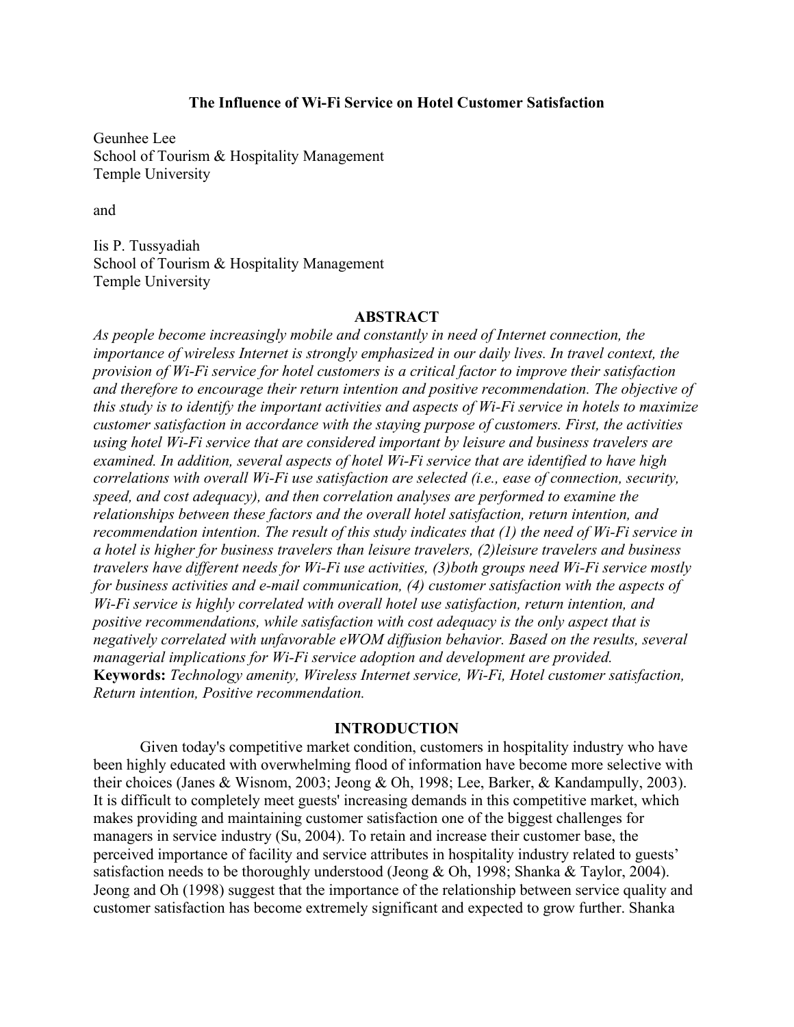# The Influence of Wi-Fi Service on Hotel Customer Satisfaction

Geunhee Lee
School of Tourism & Hospitality Management
Temple University

and

Iis P. Tussyadiah
School of Tourism & Hospitality Management
Temple University

## ABSTRACT

*As people become increasingly mobile and constantly in need of Internet connection, the importance of wireless Internet is strongly emphasized in our daily lives. In travel context, the provision of Wi-Fi service for hotel customers is a critical factor to improve their satisfaction and therefore to encourage their return intention and positive recommendation. The objective of this study is to identify the important activities and aspects of Wi-Fi service in hotels to maximize customer satisfaction in accordance with the staying purpose of customers. First, the activities using hotel Wi-Fi service that are considered important by leisure and business travelers are examined. In addition, several aspects of hotel Wi-Fi service that are identified to have high correlations with overall Wi-Fi use satisfaction are selected (i.e., ease of connection, security, speed, and cost adequacy), and then correlation analyses are performed to examine the relationships between these factors and the overall hotel satisfaction, return intention, and recommendation intention. The result of this study indicates that (1) the need of Wi-Fi service in a hotel is higher for business travelers than leisure travelers, (2)leisure travelers and business travelers have different needs for Wi-Fi use activities, (3)both groups need Wi-Fi service mostly for business activities and e-mail communication, (4) customer satisfaction with the aspects of Wi-Fi service is highly correlated with overall hotel use satisfaction, return intention, and positive recommendations, while satisfaction with cost adequacy is the only aspect that is negatively correlated with unfavorable eWOM diffusion behavior. Based on the results, several managerial implications for Wi-Fi service adoption and development are provided.*

**Keywords:** *Technology amenity, Wireless Internet service, Wi-Fi, Hotel customer satisfaction, Return intention, Positive recommendation.*

## INTRODUCTION

Given today's competitive market condition, customers in hospitality industry who have been highly educated with overwhelming flood of information have become more selective with their choices (Janes & Wisnom, 2003; Jeong & Oh, 1998; Lee, Barker, & Kandampully, 2003). It is difficult to completely meet guests' increasing demands in this competitive market, which makes providing and maintaining customer satisfaction one of the biggest challenges for managers in service industry (Su, 2004). To retain and increase their customer base, the perceived importance of facility and service attributes in hospitality industry related to guests' satisfaction needs to be thoroughly understood (Jeong & Oh, 1998; Shanka & Taylor, 2004). Jeong and Oh (1998) suggest that the importance of the relationship between service quality and customer satisfaction has become extremely significant and expected to grow further. Shanka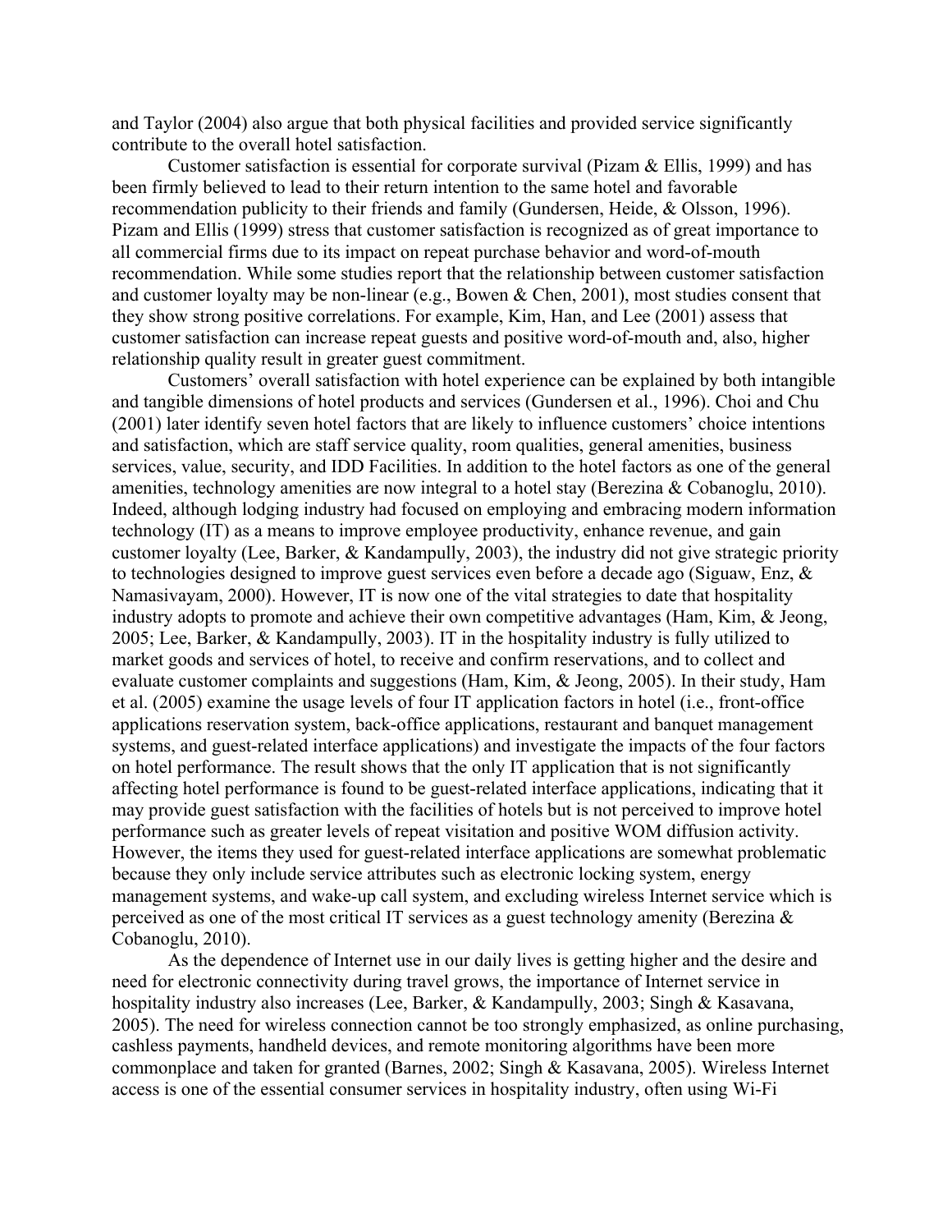and Taylor (2004) also argue that both physical facilities and provided service significantly contribute to the overall hotel satisfaction.

Customer satisfaction is essential for corporate survival (Pizam & Ellis, 1999) and has been firmly believed to lead to their return intention to the same hotel and favorable recommendation publicity to their friends and family (Gundersen, Heide, & Olsson, 1996). Pizam and Ellis (1999) stress that customer satisfaction is recognized as of great importance to all commercial firms due to its impact on repeat purchase behavior and word-of-mouth recommendation. While some studies report that the relationship between customer satisfaction and customer loyalty may be non-linear (e.g., Bowen & Chen, 2001), most studies consent that they show strong positive correlations. For example, Kim, Han, and Lee (2001) assess that customer satisfaction can increase repeat guests and positive word-of-mouth and, also, higher relationship quality result in greater guest commitment.

Customers' overall satisfaction with hotel experience can be explained by both intangible and tangible dimensions of hotel products and services (Gundersen et al., 1996). Choi and Chu (2001) later identify seven hotel factors that are likely to influence customers' choice intentions and satisfaction, which are staff service quality, room qualities, general amenities, business services, value, security, and IDD Facilities. In addition to the hotel factors as one of the general amenities, technology amenities are now integral to a hotel stay (Berezina & Cobanoglu, 2010). Indeed, although lodging industry had focused on employing and embracing modern information technology (IT) as a means to improve employee productivity, enhance revenue, and gain customer loyalty (Lee, Barker, & Kandampully, 2003), the industry did not give strategic priority to technologies designed to improve guest services even before a decade ago (Siguaw, Enz, & Namasivayam, 2000). However, IT is now one of the vital strategies to date that hospitality industry adopts to promote and achieve their own competitive advantages (Ham, Kim, & Jeong, 2005; Lee, Barker, & Kandampully, 2003). IT in the hospitality industry is fully utilized to market goods and services of hotel, to receive and confirm reservations, and to collect and evaluate customer complaints and suggestions (Ham, Kim, & Jeong, 2005). In their study, Ham et al. (2005) examine the usage levels of four IT application factors in hotel (i.e., front-office applications reservation system, back-office applications, restaurant and banquet management systems, and guest-related interface applications) and investigate the impacts of the four factors on hotel performance. The result shows that the only IT application that is not significantly affecting hotel performance is found to be guest-related interface applications, indicating that it may provide guest satisfaction with the facilities of hotels but is not perceived to improve hotel performance such as greater levels of repeat visitation and positive WOM diffusion activity. However, the items they used for guest-related interface applications are somewhat problematic because they only include service attributes such as electronic locking system, energy management systems, and wake-up call system, and excluding wireless Internet service which is perceived as one of the most critical IT services as a guest technology amenity (Berezina & Cobanoglu, 2010).

As the dependence of Internet use in our daily lives is getting higher and the desire and need for electronic connectivity during travel grows, the importance of Internet service in hospitality industry also increases (Lee, Barker, & Kandampully, 2003; Singh & Kasavana, 2005). The need for wireless connection cannot be too strongly emphasized, as online purchasing, cashless payments, handheld devices, and remote monitoring algorithms have been more commonplace and taken for granted (Barnes, 2002; Singh & Kasavana, 2005). Wireless Internet access is one of the essential consumer services in hospitality industry, often using Wi-Fi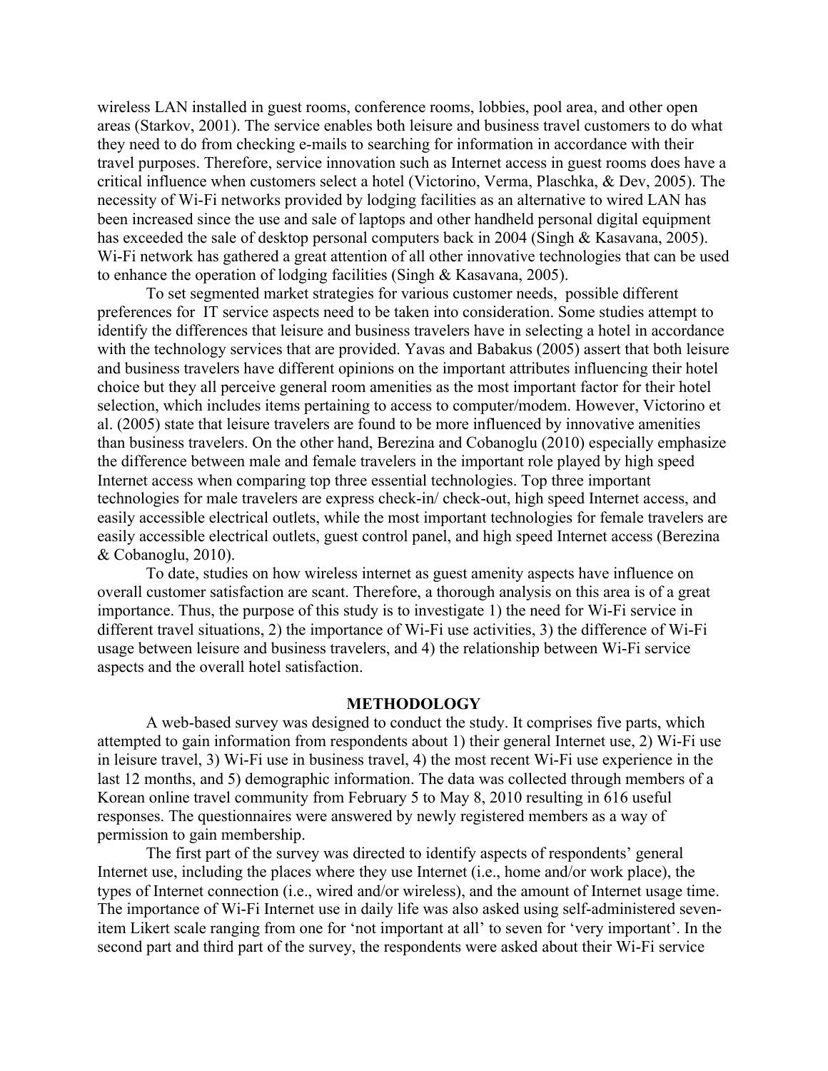wireless LAN installed in guest rooms, conference rooms, lobbies, pool area, and other open areas (Starkov, 2001). The service enables both leisure and business travel customers to do what they need to do from checking e-mails to searching for information in accordance with their travel purposes. Therefore, service innovation such as Internet access in guest rooms does have a critical influence when customers select a hotel (Victorino, Verma, Plaschka, & Dev, 2005). The necessity of Wi-Fi networks provided by lodging facilities as an alternative to wired LAN has been increased since the use and sale of laptops and other handheld personal digital equipment has exceeded the sale of desktop personal computers back in 2004 (Singh & Kasavana, 2005). Wi-Fi network has gathered a great attention of all other innovative technologies that can be used to enhance the operation of lodging facilities (Singh & Kasavana, 2005).

To set segmented market strategies for various customer needs, possible different preferences for IT service aspects need to be taken into consideration. Some studies attempt to identify the differences that leisure and business travelers have in selecting a hotel in accordance with the technology services that are provided. Yavas and Babakus (2005) assert that both leisure and business travelers have different opinions on the important attributes influencing their hotel choice but they all perceive general room amenities as the most important factor for their hotel selection, which includes items pertaining to access to computer/modem. However, Victorino et al. (2005) state that leisure travelers are found to be more influenced by innovative amenities than business travelers. On the other hand, Berezina and Cobanoglu (2010) especially emphasize the difference between male and female travelers in the important role played by high speed Internet access when comparing top three essential technologies. Top three important technologies for male travelers are express check-in/ check-out, high speed Internet access, and easily accessible electrical outlets, while the most important technologies for female travelers are easily accessible electrical outlets, guest control panel, and high speed Internet access (Berezina & Cobanoglu, 2010).

To date, studies on how wireless internet as guest amenity aspects have influence on overall customer satisfaction are scant. Therefore, a thorough analysis on this area is of a great importance. Thus, the purpose of this study is to investigate 1) the need for Wi-Fi service in different travel situations, 2) the importance of Wi-Fi use activities, 3) the difference of Wi-Fi usage between leisure and business travelers, and 4) the relationship between Wi-Fi service aspects and the overall hotel satisfaction.

## METHODOLOGY

A web-based survey was designed to conduct the study. It comprises five parts, which attempted to gain information from respondents about 1) their general Internet use, 2) Wi-Fi use in leisure travel, 3) Wi-Fi use in business travel, 4) the most recent Wi-Fi use experience in the last 12 months, and 5) demographic information. The data was collected through members of a Korean online travel community from February 5 to May 8, 2010 resulting in 616 useful responses. The questionnaires were answered by newly registered members as a way of permission to gain membership.

The first part of the survey was directed to identify aspects of respondents' general Internet use, including the places where they use Internet (i.e., home and/or work place), the types of Internet connection (i.e., wired and/or wireless), and the amount of Internet usage time. The importance of Wi-Fi Internet use in daily life was also asked using self-administered seven-item Likert scale ranging from one for 'not important at all' to seven for 'very important'. In the second part and third part of the survey, the respondents were asked about their Wi-Fi service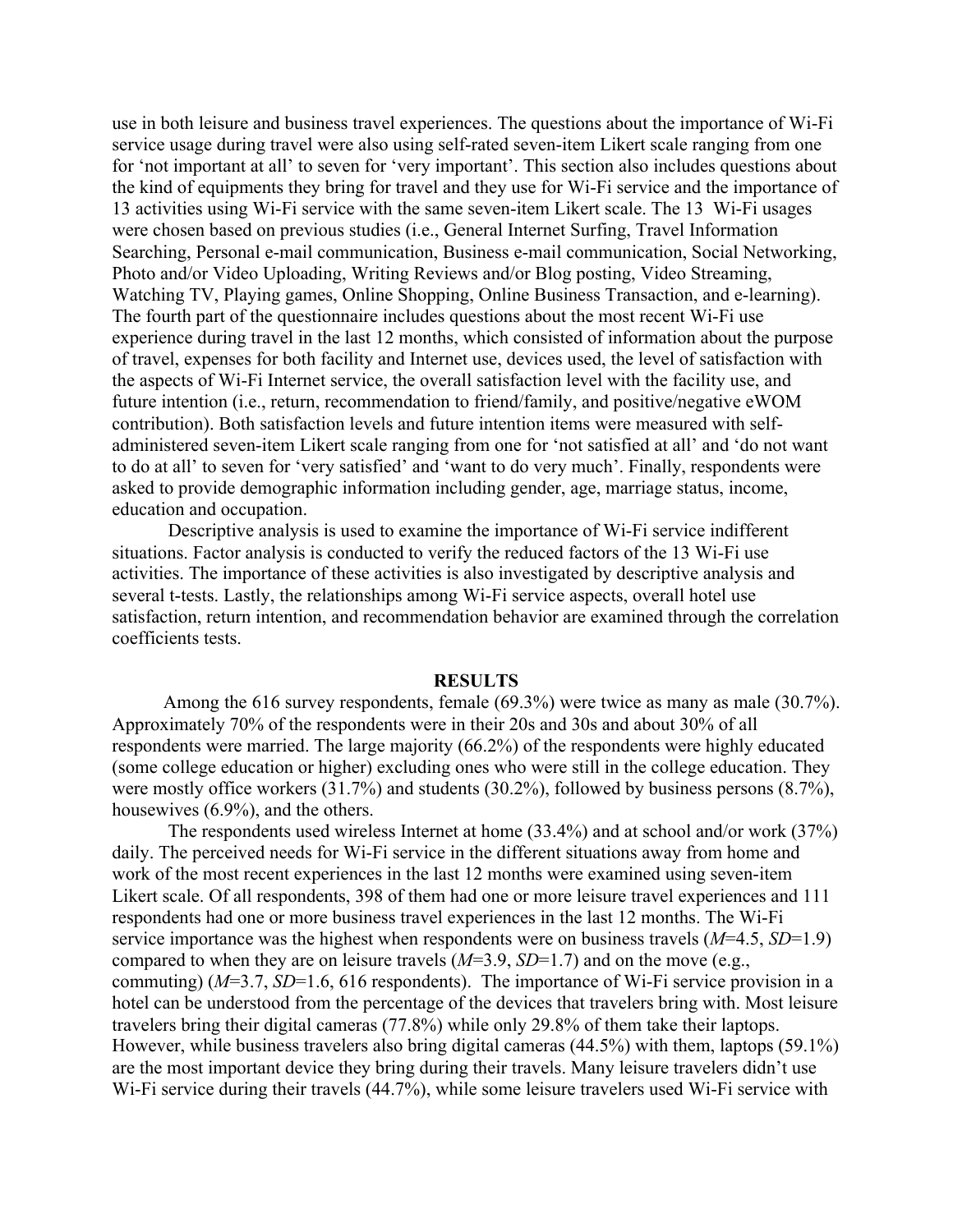use in both leisure and business travel experiences. The questions about the importance of Wi-Fi service usage during travel were also using self-rated seven-item Likert scale ranging from one for 'not important at all' to seven for 'very important'. This section also includes questions about the kind of equipments they bring for travel and they use for Wi-Fi service and the importance of 13 activities using Wi-Fi service with the same seven-item Likert scale. The 13 Wi-Fi usages were chosen based on previous studies (i.e., General Internet Surfing, Travel Information Searching, Personal e-mail communication, Business e-mail communication, Social Networking, Photo and/or Video Uploading, Writing Reviews and/or Blog posting, Video Streaming, Watching TV, Playing games, Online Shopping, Online Business Transaction, and e-learning). The fourth part of the questionnaire includes questions about the most recent Wi-Fi use experience during travel in the last 12 months, which consisted of information about the purpose of travel, expenses for both facility and Internet use, devices used, the level of satisfaction with the aspects of Wi-Fi Internet service, the overall satisfaction level with the facility use, and future intention (i.e., return, recommendation to friend/family, and positive/negative eWOM contribution). Both satisfaction levels and future intention items were measured with self-administered seven-item Likert scale ranging from one for 'not satisfied at all' and 'do not want to do at all' to seven for 'very satisfied' and 'want to do very much'. Finally, respondents were asked to provide demographic information including gender, age, marriage status, income, education and occupation.

Descriptive analysis is used to examine the importance of Wi-Fi service indifferent situations. Factor analysis is conducted to verify the reduced factors of the 13 Wi-Fi use activities. The importance of these activities is also investigated by descriptive analysis and several t-tests. Lastly, the relationships among Wi-Fi service aspects, overall hotel use satisfaction, return intention, and recommendation behavior are examined through the correlation coefficients tests.

## RESULTS

Among the 616 survey respondents, female (69.3%) were twice as many as male (30.7%). Approximately 70% of the respondents were in their 20s and 30s and about 30% of all respondents were married. The large majority (66.2%) of the respondents were highly educated (some college education or higher) excluding ones who were still in the college education. They were mostly office workers (31.7%) and students (30.2%), followed by business persons (8.7%), housewives (6.9%), and the others.

The respondents used wireless Internet at home (33.4%) and at school and/or work (37%) daily. The perceived needs for Wi-Fi service in the different situations away from home and work of the most recent experiences in the last 12 months were examined using seven-item Likert scale. Of all respondents, 398 of them had one or more leisure travel experiences and 111 respondents had one or more business travel experiences in the last 12 months. The Wi-Fi service importance was the highest when respondents were on business travels ($M$=4.5, $SD$=1.9) compared to when they are on leisure travels ($M$=3.9, $SD$=1.7) and on the move (e.g., commuting) ($M$=3.7, $SD$=1.6, 616 respondents). The importance of Wi-Fi service provision in a hotel can be understood from the percentage of the devices that travelers bring with. Most leisure travelers bring their digital cameras (77.8%) while only 29.8% of them take their laptops. However, while business travelers also bring digital cameras (44.5%) with them, laptops (59.1%) are the most important device they bring during their travels. Many leisure travelers didn't use Wi-Fi service during their travels (44.7%), while some leisure travelers used Wi-Fi service with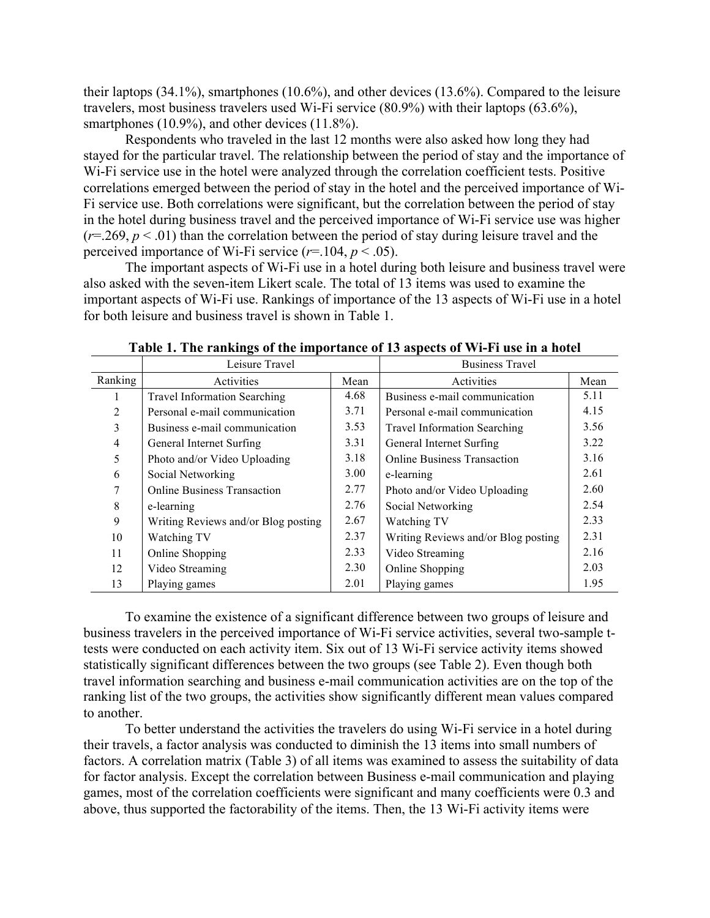their laptops (34.1%), smartphones (10.6%), and other devices (13.6%). Compared to the leisure travelers, most business travelers used Wi-Fi service (80.9%) with their laptops (63.6%), smartphones (10.9%), and other devices (11.8%).

Respondents who traveled in the last 12 months were also asked how long they had stayed for the particular travel. The relationship between the period of stay and the importance of Wi-Fi service use in the hotel were analyzed through the correlation coefficient tests. Positive correlations emerged between the period of stay in the hotel and the perceived importance of Wi-Fi service use. Both correlations were significant, but the correlation between the period of stay in the hotel during business travel and the perceived importance of Wi-Fi service use was higher ($r$=.269, $p < .01$) than the correlation between the period of stay during leisure travel and the perceived importance of Wi-Fi service ($r$=.104, $p < .05$).

The important aspects of Wi-Fi use in a hotel during both leisure and business travel were also asked with the seven-item Likert scale. The total of 13 items was used to examine the important aspects of Wi-Fi use. Rankings of importance of the 13 aspects of Wi-Fi use in a hotel for both leisure and business travel is shown in Table 1.

**Table 1. The rankings of the importance of 13 aspects of Wi-Fi use in a hotel**

| | Leisure Travel | | Business Travel | |
|---|---|---|---|---|
| Ranking | Activities | Mean | Activities | Mean |
| 1 | Travel Information Searching | 4.68 | Business e-mail communication | 5.11 |
| 2 | Personal e-mail communication | 3.71 | Personal e-mail communication | 4.15 |
| 3 | Business e-mail communication | 3.53 | Travel Information Searching | 3.56 |
| 4 | General Internet Surfing | 3.31 | General Internet Surfing | 3.22 |
| 5 | Photo and/or Video Uploading | 3.18 | Online Business Transaction | 3.16 |
| 6 | Social Networking | 3.00 | e-learning | 2.61 |
| 7 | Online Business Transaction | 2.77 | Photo and/or Video Uploading | 2.60 |
| 8 | e-learning | 2.76 | Social Networking | 2.54 |
| 9 | Writing Reviews and/or Blog posting | 2.67 | Watching TV | 2.33 |
| 10 | Watching TV | 2.37 | Writing Reviews and/or Blog posting | 2.31 |
| 11 | Online Shopping | 2.33 | Video Streaming | 2.16 |
| 12 | Video Streaming | 2.30 | Online Shopping | 2.03 |
| 13 | Playing games | 2.01 | Playing games | 1.95 |

To examine the existence of a significant difference between two groups of leisure and business travelers in the perceived importance of Wi-Fi service activities, several two-sample t-tests were conducted on each activity item. Six out of 13 Wi-Fi service activity items showed statistically significant differences between the two groups (see Table 2). Even though both travel information searching and business e-mail communication activities are on the top of the ranking list of the two groups, the activities show significantly different mean values compared to another.

To better understand the activities the travelers do using Wi-Fi service in a hotel during their travels, a factor analysis was conducted to diminish the 13 items into small numbers of factors. A correlation matrix (Table 3) of all items was examined to assess the suitability of data for factor analysis. Except the correlation between Business e-mail communication and playing games, most of the correlation coefficients were significant and many coefficients were 0.3 and above, thus supported the factorability of the items. Then, the 13 Wi-Fi activity items were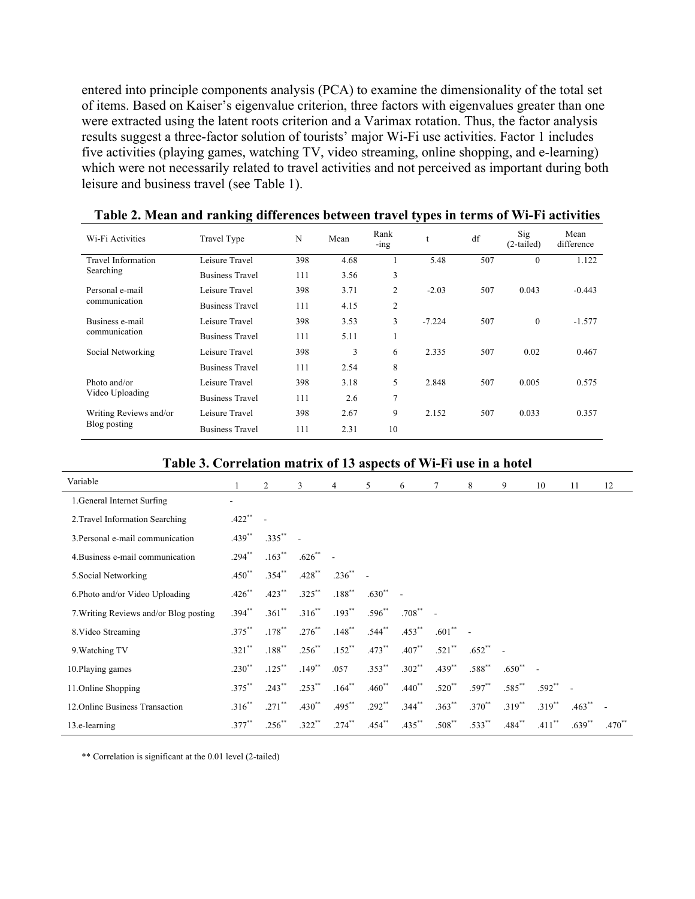entered into principle components analysis (PCA) to examine the dimensionality of the total set of items. Based on Kaiser's eigenvalue criterion, three factors with eigenvalues greater than one were extracted using the latent roots criterion and a Varimax rotation. Thus, the factor analysis results suggest a three-factor solution of tourists' major Wi-Fi use activities. Factor 1 includes five activities (playing games, watching TV, video streaming, online shopping, and e-learning) which were not necessarily related to travel activities and not perceived as important during both leisure and business travel (see Table 1).

**Table 2. Mean and ranking differences between travel types in terms of Wi-Fi activities**

| Wi-Fi Activities | Travel Type | N | Mean | Rank -ing | t | df | Sig (2-tailed) | Mean difference |
|---|---|---|---|---|---|---|---|---|
| Travel Information Searching | Leisure Travel | 398 | 4.68 | 1 | 5.48 | 507 | 0 | 1.122 |
| | Business Travel | 111 | 3.56 | 3 | | | | |
| Personal e-mail communication | Leisure Travel | 398 | 3.71 | 2 | -2.03 | 507 | 0.043 | -0.443 |
| | Business Travel | 111 | 4.15 | 2 | | | | |
| Business e-mail communication | Leisure Travel | 398 | 3.53 | 3 | -7.224 | 507 | 0 | -1.577 |
| | Business Travel | 111 | 5.11 | 1 | | | | |
| Social Networking | Leisure Travel | 398 | 3 | 6 | 2.335 | 507 | 0.02 | 0.467 |
| | Business Travel | 111 | 2.54 | 8 | | | | |
| Photo and/or Video Uploading | Leisure Travel | 398 | 3.18 | 5 | 2.848 | 507 | 0.005 | 0.575 |
| | Business Travel | 111 | 2.6 | 7 | | | | |
| Writing Reviews and/or Blog posting | Leisure Travel | 398 | 2.67 | 9 | 2.152 | 507 | 0.033 | 0.357 |
| | Business Travel | 111 | 2.31 | 10 | | | | |

**Table 3. Correlation matrix of 13 aspects of Wi-Fi use in a hotel**

| Variable | 1 | 2 | 3 | 4 | 5 | 6 | 7 | 8 | 9 | 10 | 11 | 12 |
|---|---|---|---|---|---|---|---|---|---|---|---|---|
| 1.General Internet Surfing | - | | | | | | | | | | | |
| 2.Travel Information Searching | .422** | - | | | | | | | | | | |
| 3.Personal e-mail communication | .439** | .335** | - | | | | | | | | | |
| 4.Business e-mail communication | .294** | .163** | .626** | - | | | | | | | | |
| 5.Social Networking | .450** | .354** | .428** | .236** | - | | | | | | | |
| 6.Photo and/or Video Uploading | .426** | .423** | .325** | .188** | .630** | - | | | | | | |
| 7.Writing Reviews and/or Blog posting | .394** | .361** | .316** | .193** | .596** | .708** | - | | | | | |
| 8.Video Streaming | .375** | .178** | .276** | .148** | .544** | .453** | .601** | - | | | | |
| 9.Watching TV | .321** | .188** | .256** | .152** | .473** | .407** | .521** | .652** | - | | | |
| 10.Playing games | .230** | .125** | .149** | .057 | .353** | .302** | .439** | .588** | .650** | - | | |
| 11.Online Shopping | .375** | .243** | .253** | .164** | .460** | .440** | .520** | .597** | .585** | .592** | - | |
| 12.Online Business Transaction | .316** | .271** | .430** | .495** | .292** | .344** | .363** | .370** | .319** | .319** | .463** | - |
| 13.e-learning | .377** | .256** | .322** | .274** | .454** | .435** | .508** | .533** | .484** | .411** | .639** | .470** |

** Correlation is significant at the 0.01 level (2-tailed)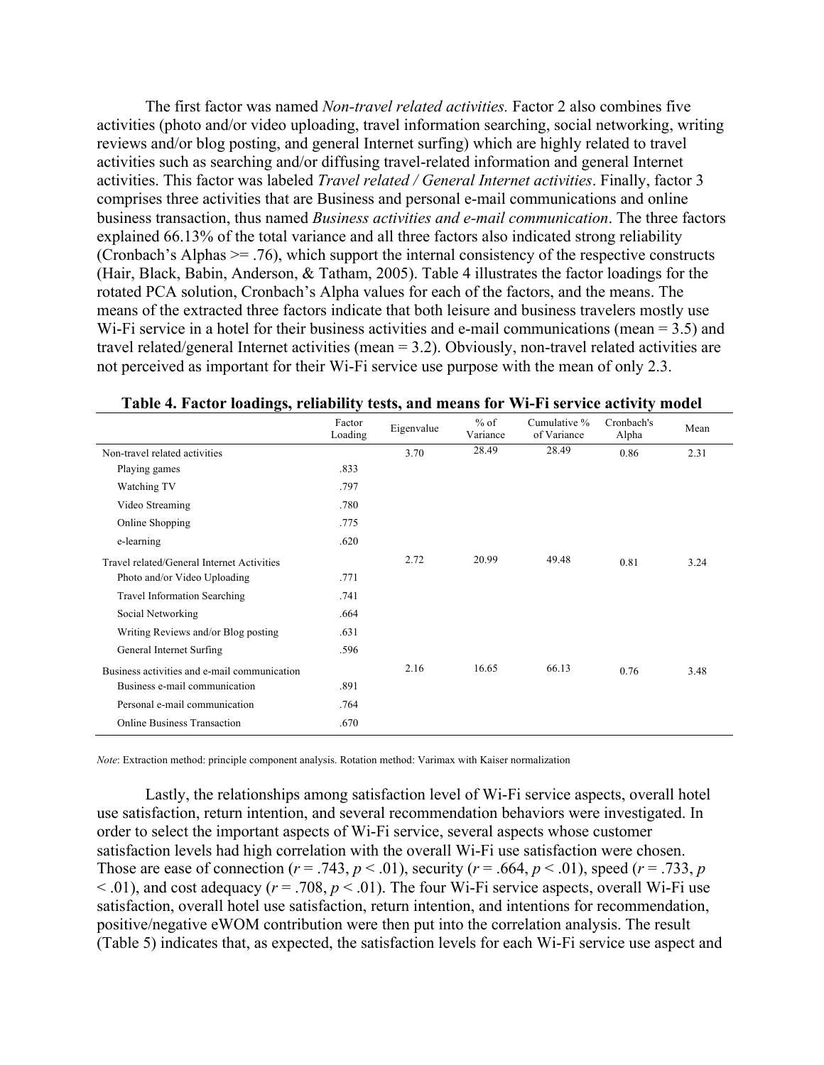The first factor was named *Non-travel related activities.* Factor 2 also combines five activities (photo and/or video uploading, travel information searching, social networking, writing reviews and/or blog posting, and general Internet surfing) which are highly related to travel activities such as searching and/or diffusing travel-related information and general Internet activities. This factor was labeled *Travel related / General Internet activities*. Finally, factor 3 comprises three activities that are Business and personal e-mail communications and online business transaction, thus named *Business activities and e-mail communication*. The three factors explained 66.13% of the total variance and all three factors also indicated strong reliability (Cronbach's Alphas >= .76), which support the internal consistency of the respective constructs (Hair, Black, Babin, Anderson, & Tatham, 2005). Table 4 illustrates the factor loadings for the rotated PCA solution, Cronbach's Alpha values for each of the factors, and the means. The means of the extracted three factors indicate that both leisure and business travelers mostly use Wi-Fi service in a hotel for their business activities and e-mail communications (mean = 3.5) and travel related/general Internet activities (mean = 3.2). Obviously, non-travel related activities are not perceived as important for their Wi-Fi service use purpose with the mean of only 2.3.

**Table 4. Factor loadings, reliability tests, and means for Wi-Fi service activity model**

| | Factor Loading | Eigenvalue | % of Variance | Cumulative % of Variance | Cronbach's Alpha | Mean |
|---|---|---|---|---|---|---|
| Non-travel related activities | | 3.70 | 28.49 | 28.49 | 0.86 | 2.31 |
| Playing games | .833 | | | | | |
| Watching TV | .797 | | | | | |
| Video Streaming | .780 | | | | | |
| Online Shopping | .775 | | | | | |
| e-learning | .620 | | | | | |
| Travel related/General Internet Activities | | 2.72 | 20.99 | 49.48 | 0.81 | 3.24 |
| Photo and/or Video Uploading | .771 | | | | | |
| Travel Information Searching | .741 | | | | | |
| Social Networking | .664 | | | | | |
| Writing Reviews and/or Blog posting | .631 | | | | | |
| General Internet Surfing | .596 | | | | | |
| Business activities and e-mail communication | | 2.16 | 16.65 | 66.13 | 0.76 | 3.48 |
| Business e-mail communication | .891 | | | | | |
| Personal e-mail communication | .764 | | | | | |
| Online Business Transaction | .670 | | | | | |

*Note*: Extraction method: principle component analysis. Rotation method: Varimax with Kaiser normalization

Lastly, the relationships among satisfaction level of Wi-Fi service aspects, overall hotel use satisfaction, return intention, and several recommendation behaviors were investigated. In order to select the important aspects of Wi-Fi service, several aspects whose customer satisfaction levels had high correlation with the overall Wi-Fi use satisfaction were chosen. Those are ease of connection ($r = .743, p < .01$), security ($r = .664, p < .01$), speed ($r = .733, p < .01$), and cost adequacy ($r = .708, p < .01$). The four Wi-Fi service aspects, overall Wi-Fi use satisfaction, overall hotel use satisfaction, return intention, and intentions for recommendation, positive/negative eWOM contribution were then put into the correlation analysis. The result (Table 5) indicates that, as expected, the satisfaction levels for each Wi-Fi service use aspect and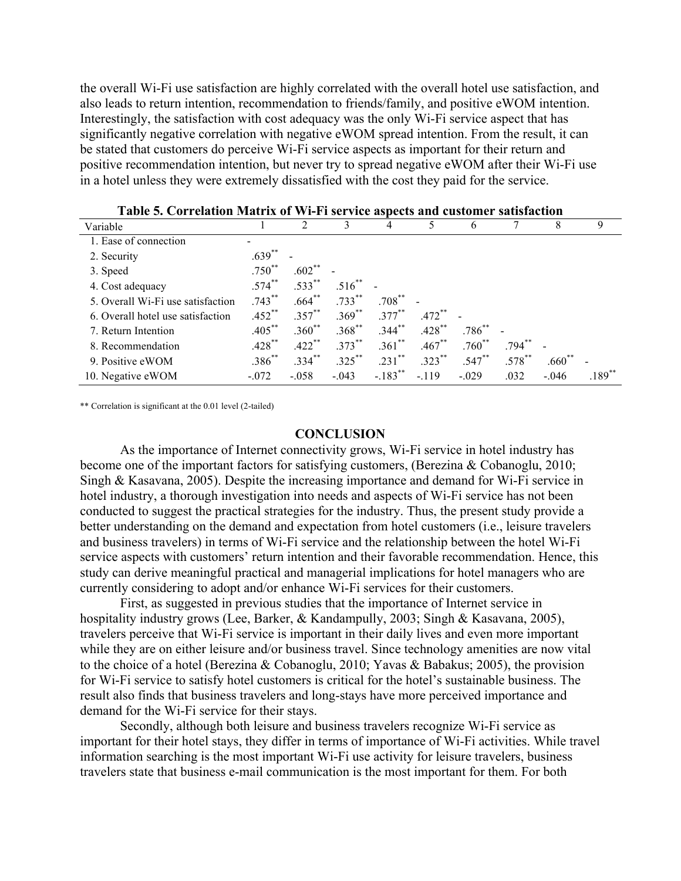the overall Wi-Fi use satisfaction are highly correlated with the overall hotel use satisfaction, and also leads to return intention, recommendation to friends/family, and positive eWOM intention. Interestingly, the satisfaction with cost adequacy was the only Wi-Fi service aspect that has significantly negative correlation with negative eWOM spread intention. From the result, it can be stated that customers do perceive Wi-Fi service aspects as important for their return and positive recommendation intention, but never try to spread negative eWOM after their Wi-Fi use in a hotel unless they were extremely dissatisfied with the cost they paid for the service.

**Table 5. Correlation Matrix of Wi-Fi service aspects and customer satisfaction**

| Variable | 1 | 2 | 3 | 4 | 5 | 6 | 7 | 8 | 9 |
|---|---|---|---|---|---|---|---|---|---|
| 1. Ease of connection | - | | | | | | | | |
| 2. Security | .639** | - | | | | | | | |
| 3. Speed | .750** | .602** | - | | | | | | |
| 4. Cost adequacy | .574** | .533** | .516** | - | | | | | |
| 5. Overall Wi-Fi use satisfaction | .743** | .664** | .733** | .708** | - | | | | |
| 6. Overall hotel use satisfaction | .452** | .357** | .369** | .377** | .472** | - | | | |
| 7. Return Intention | .405** | .360** | .368** | .344** | .428** | .786** | - | | |
| 8. Recommendation | .428** | .422** | .373** | .361** | .467** | .760** | .794** | - | |
| 9. Positive eWOM | .386** | .334** | .325** | .231** | .323** | .547** | .578** | .660** | - |
| 10. Negative eWOM | -.072 | -.058 | -.043 | -.183** | -.119 | -.029 | .032 | -.046 | .189** |

** Correlation is significant at the 0.01 level (2-tailed)

## CONCLUSION

As the importance of Internet connectivity grows, Wi-Fi service in hotel industry has become one of the important factors for satisfying customers, (Berezina & Cobanoglu, 2010; Singh & Kasavana, 2005). Despite the increasing importance and demand for Wi-Fi service in hotel industry, a thorough investigation into needs and aspects of Wi-Fi service has not been conducted to suggest the practical strategies for the industry. Thus, the present study provide a better understanding on the demand and expectation from hotel customers (i.e., leisure travelers and business travelers) in terms of Wi-Fi service and the relationship between the hotel Wi-Fi service aspects with customers' return intention and their favorable recommendation. Hence, this study can derive meaningful practical and managerial implications for hotel managers who are currently considering to adopt and/or enhance Wi-Fi services for their customers.

First, as suggested in previous studies that the importance of Internet service in hospitality industry grows (Lee, Barker, & Kandampully, 2003; Singh & Kasavana, 2005), travelers perceive that Wi-Fi service is important in their daily lives and even more important while they are on either leisure and/or business travel. Since technology amenities are now vital to the choice of a hotel (Berezina & Cobanoglu, 2010; Yavas & Babakus; 2005), the provision for Wi-Fi service to satisfy hotel customers is critical for the hotel's sustainable business. The result also finds that business travelers and long-stays have more perceived importance and demand for the Wi-Fi service for their stays.

Secondly, although both leisure and business travelers recognize Wi-Fi service as important for their hotel stays, they differ in terms of importance of Wi-Fi activities. While travel information searching is the most important Wi-Fi use activity for leisure travelers, business travelers state that business e-mail communication is the most important for them. For both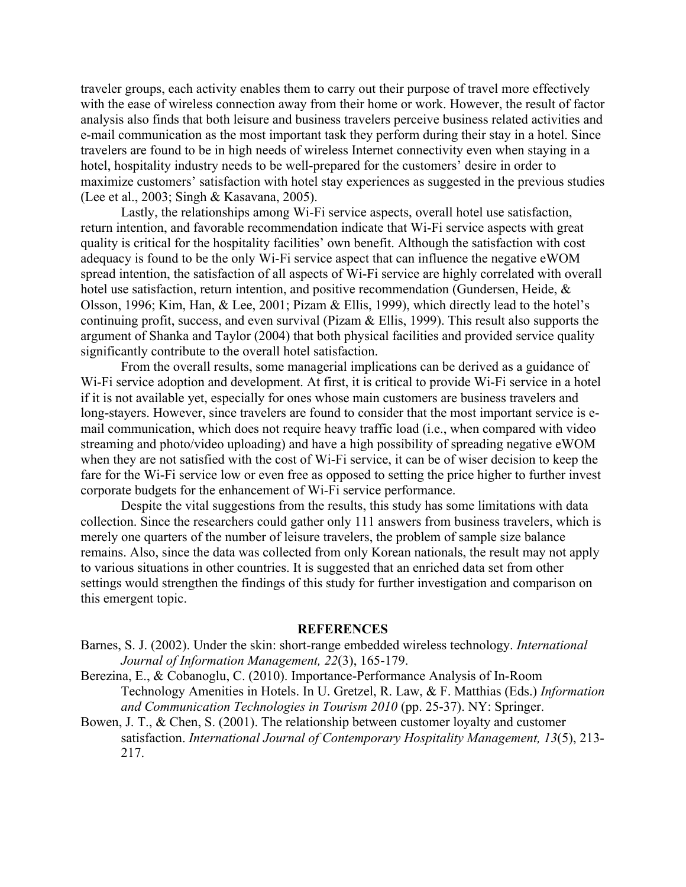traveler groups, each activity enables them to carry out their purpose of travel more effectively with the ease of wireless connection away from their home or work. However, the result of factor analysis also finds that both leisure and business travelers perceive business related activities and e-mail communication as the most important task they perform during their stay in a hotel. Since travelers are found to be in high needs of wireless Internet connectivity even when staying in a hotel, hospitality industry needs to be well-prepared for the customers' desire in order to maximize customers' satisfaction with hotel stay experiences as suggested in the previous studies (Lee et al., 2003; Singh & Kasavana, 2005).

Lastly, the relationships among Wi-Fi service aspects, overall hotel use satisfaction, return intention, and favorable recommendation indicate that Wi-Fi service aspects with great quality is critical for the hospitality facilities' own benefit. Although the satisfaction with cost adequacy is found to be the only Wi-Fi service aspect that can influence the negative eWOM spread intention, the satisfaction of all aspects of Wi-Fi service are highly correlated with overall hotel use satisfaction, return intention, and positive recommendation (Gundersen, Heide, & Olsson, 1996; Kim, Han, & Lee, 2001; Pizam & Ellis, 1999), which directly lead to the hotel's continuing profit, success, and even survival (Pizam & Ellis, 1999). This result also supports the argument of Shanka and Taylor (2004) that both physical facilities and provided service quality significantly contribute to the overall hotel satisfaction.

From the overall results, some managerial implications can be derived as a guidance of Wi-Fi service adoption and development. At first, it is critical to provide Wi-Fi service in a hotel if it is not available yet, especially for ones whose main customers are business travelers and long-stayers. However, since travelers are found to consider that the most important service is e-mail communication, which does not require heavy traffic load (i.e., when compared with video streaming and photo/video uploading) and have a high possibility of spreading negative eWOM when they are not satisfied with the cost of Wi-Fi service, it can be of wiser decision to keep the fare for the Wi-Fi service low or even free as opposed to setting the price higher to further invest corporate budgets for the enhancement of Wi-Fi service performance.

Despite the vital suggestions from the results, this study has some limitations with data collection. Since the researchers could gather only 111 answers from business travelers, which is merely one quarters of the number of leisure travelers, the problem of sample size balance remains. Also, since the data was collected from only Korean nationals, the result may not apply to various situations in other countries. It is suggested that an enriched data set from other settings would strengthen the findings of this study for further investigation and comparison on this emergent topic.

## REFERENCES

Barnes, S. J. (2002). Under the skin: short-range embedded wireless technology. *International Journal of Information Management, 22*(3), 165-179.

Berezina, E., & Cobanoglu, C. (2010). Importance-Performance Analysis of In-Room Technology Amenities in Hotels. In U. Gretzel, R. Law, & F. Matthias (Eds.) *Information and Communication Technologies in Tourism 2010* (pp. 25-37). NY: Springer.

Bowen, J. T., & Chen, S. (2001). The relationship between customer loyalty and customer satisfaction. *International Journal of Contemporary Hospitality Management, 13*(5), 213-217.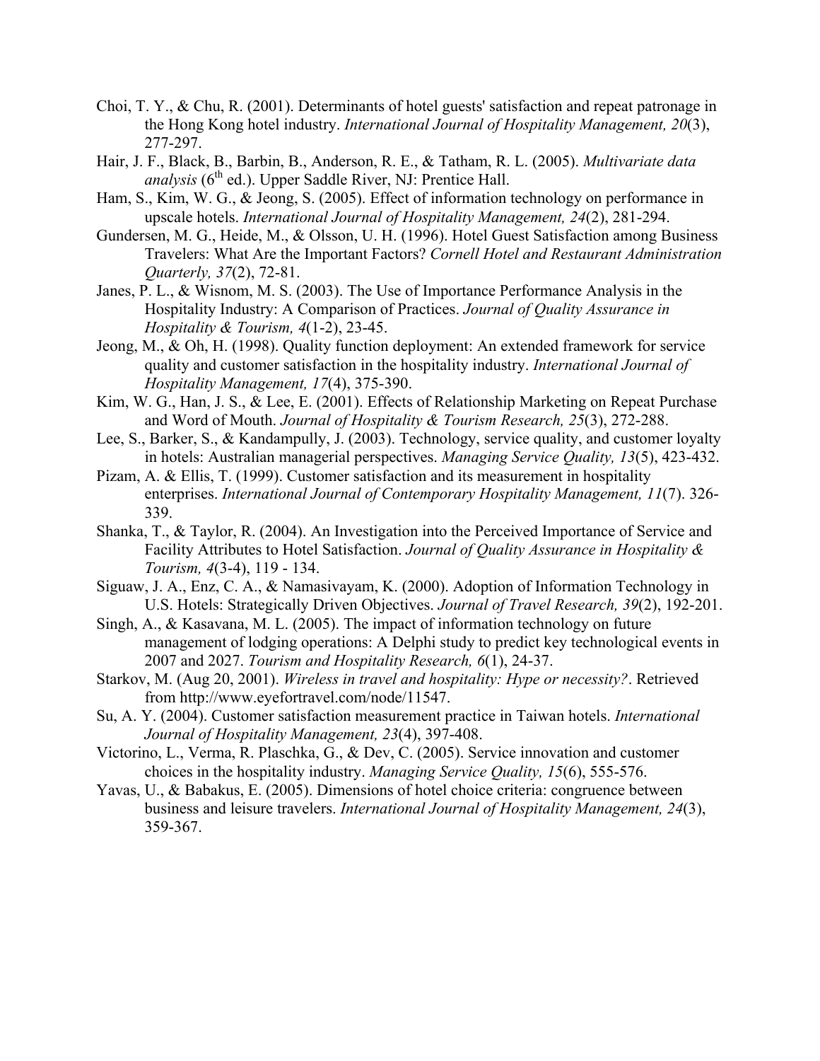Choi, T. Y., & Chu, R. (2001). Determinants of hotel guests' satisfaction and repeat patronage in the Hong Kong hotel industry. *International Journal of Hospitality Management, 20*(3), 277-297.

Hair, J. F., Black, B., Barbin, B., Anderson, R. E., & Tatham, R. L. (2005). *Multivariate data analysis* (6th ed.). Upper Saddle River, NJ: Prentice Hall.

Ham, S., Kim, W. G., & Jeong, S. (2005). Effect of information technology on performance in upscale hotels. *International Journal of Hospitality Management, 24*(2), 281-294.

Gundersen, M. G., Heide, M., & Olsson, U. H. (1996). Hotel Guest Satisfaction among Business Travelers: What Are the Important Factors? *Cornell Hotel and Restaurant Administration Quarterly, 37*(2), 72-81.

Janes, P. L., & Wisnom, M. S. (2003). The Use of Importance Performance Analysis in the Hospitality Industry: A Comparison of Practices. *Journal of Quality Assurance in Hospitality & Tourism, 4*(1-2), 23-45.

Jeong, M., & Oh, H. (1998). Quality function deployment: An extended framework for service quality and customer satisfaction in the hospitality industry. *International Journal of Hospitality Management, 17*(4), 375-390.

Kim, W. G., Han, J. S., & Lee, E. (2001). Effects of Relationship Marketing on Repeat Purchase and Word of Mouth. *Journal of Hospitality & Tourism Research, 25*(3), 272-288.

Lee, S., Barker, S., & Kandampully, J. (2003). Technology, service quality, and customer loyalty in hotels: Australian managerial perspectives. *Managing Service Quality, 13*(5), 423-432.

Pizam, A. & Ellis, T. (1999). Customer satisfaction and its measurement in hospitality enterprises. *International Journal of Contemporary Hospitality Management, 11*(7). 326-339.

Shanka, T., & Taylor, R. (2004). An Investigation into the Perceived Importance of Service and Facility Attributes to Hotel Satisfaction. *Journal of Quality Assurance in Hospitality & Tourism, 4*(3-4), 119 - 134.

Siguaw, J. A., Enz, C. A., & Namasivayam, K. (2000). Adoption of Information Technology in U.S. Hotels: Strategically Driven Objectives. *Journal of Travel Research, 39*(2), 192-201.

Singh, A., & Kasavana, M. L. (2005). The impact of information technology on future management of lodging operations: A Delphi study to predict key technological events in 2007 and 2027. *Tourism and Hospitality Research, 6*(1), 24-37.

Starkov, M. (Aug 20, 2001). *Wireless in travel and hospitality: Hype or necessity?*. Retrieved from http://www.eyefortravel.com/node/11547.

Su, A. Y. (2004). Customer satisfaction measurement practice in Taiwan hotels. *International Journal of Hospitality Management, 23*(4), 397-408.

Victorino, L., Verma, R. Plaschka, G., & Dev, C. (2005). Service innovation and customer choices in the hospitality industry. *Managing Service Quality, 15*(6), 555-576.

Yavas, U., & Babakus, E. (2005). Dimensions of hotel choice criteria: congruence between business and leisure travelers. *International Journal of Hospitality Management, 24*(3), 359-367.